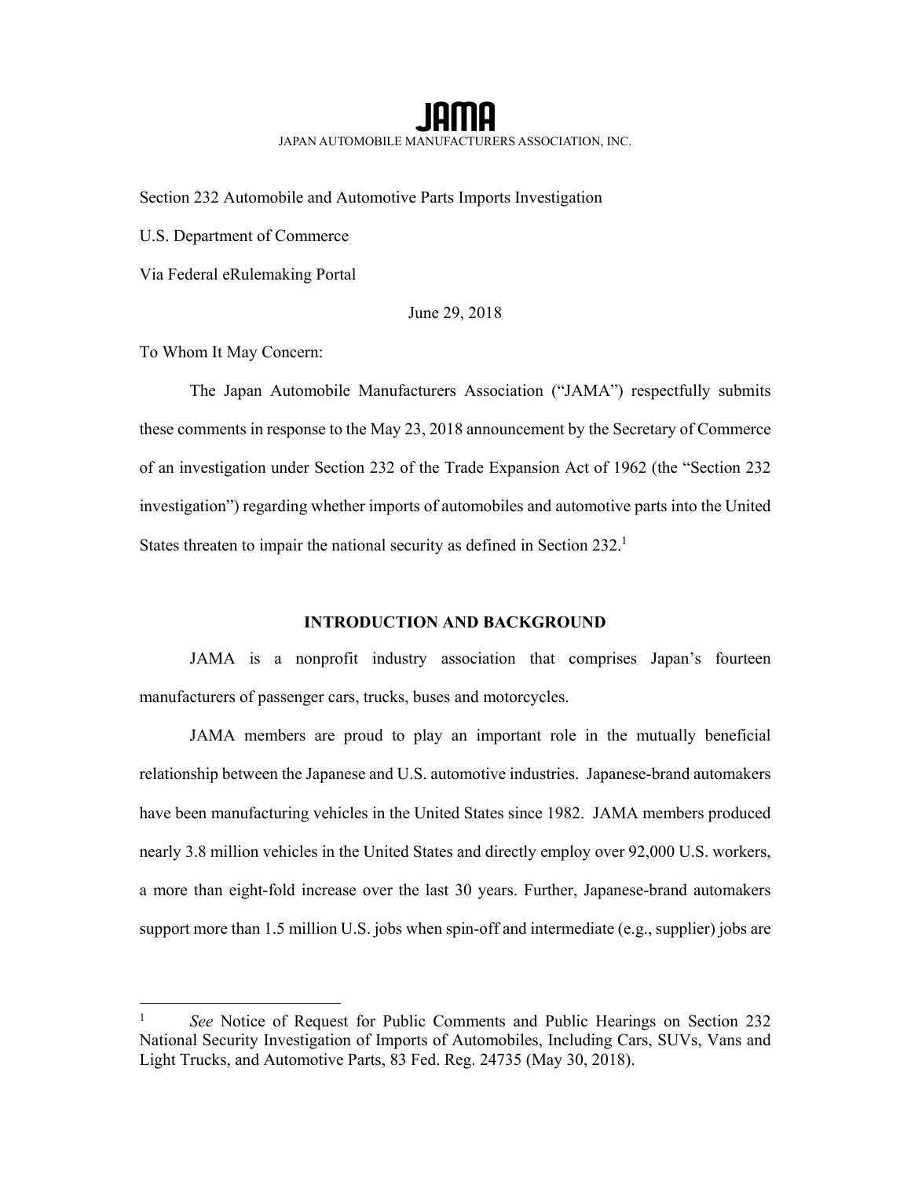# JAMA

JAPAN AUTOMOBILE MANUFACTURERS ASSOCIATION, INC.

Section 232 Automobile and Automotive Parts Imports Investigation

U.S. Department of Commerce

Via Federal eRulemaking Portal

June 29, 2018

To Whom It May Concern:

The Japan Automobile Manufacturers Association ("JAMA") respectfully submits these comments in response to the May 23, 2018 announcement by the Secretary of Commerce of an investigation under Section 232 of the Trade Expansion Act of 1962 (the "Section 232 investigation") regarding whether imports of automobiles and automotive parts into the United States threaten to impair the national security as defined in Section 232.[1]

## INTRODUCTION AND BACKGROUND

JAMA is a nonprofit industry association that comprises Japan's fourteen manufacturers of passenger cars, trucks, buses and motorcycles.

JAMA members are proud to play an important role in the mutually beneficial relationship between the Japanese and U.S. automotive industries. Japanese-brand automakers have been manufacturing vehicles in the United States since 1982. JAMA members produced nearly 3.8 million vehicles in the United States and directly employ over 92,000 U.S. workers, a more than eight-fold increase over the last 30 years. Further, Japanese-brand automakers support more than 1.5 million U.S. jobs when spin-off and intermediate (e.g., supplier) jobs are

---

[1] *See* Notice of Request for Public Comments and Public Hearings on Section 232 National Security Investigation of Imports of Automobiles, Including Cars, SUVs, Vans and Light Trucks, and Automotive Parts, 83 Fed. Reg. 24735 (May 30, 2018).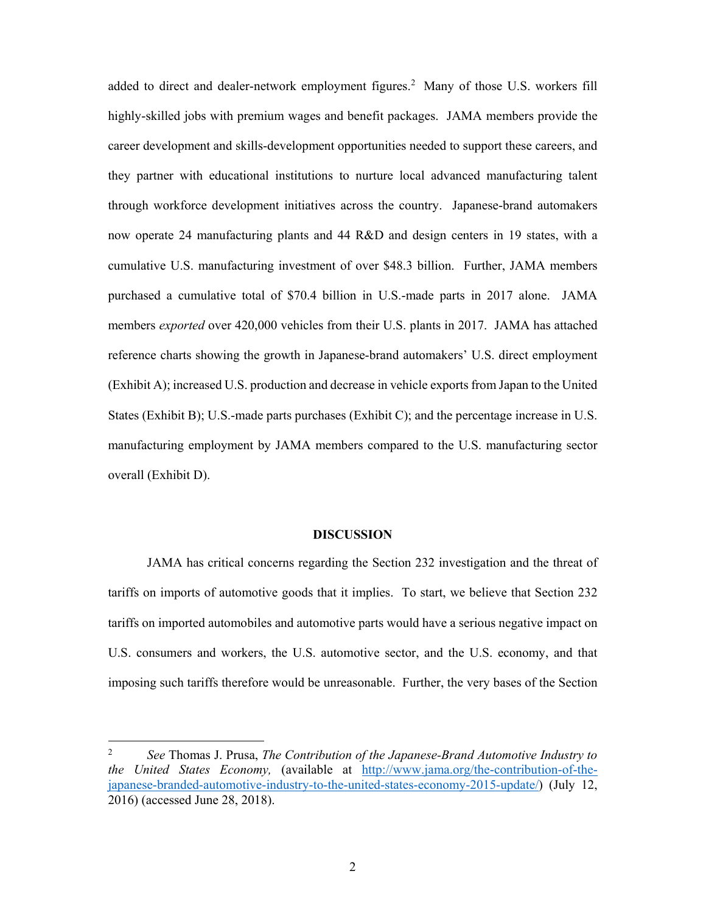added to direct and dealer-network employment figures.[2] Many of those U.S. workers fill highly-skilled jobs with premium wages and benefit packages. JAMA members provide the career development and skills-development opportunities needed to support these careers, and they partner with educational institutions to nurture local advanced manufacturing talent through workforce development initiatives across the country. Japanese-brand automakers now operate 24 manufacturing plants and 44 R&D and design centers in 19 states, with a cumulative U.S. manufacturing investment of over $48.3 billion. Further, JAMA members purchased a cumulative total of $70.4 billion in U.S.-made parts in 2017 alone. JAMA members *exported* over 420,000 vehicles from their U.S. plants in 2017. JAMA has attached reference charts showing the growth in Japanese-brand automakers' U.S. direct employment (Exhibit A); increased U.S. production and decrease in vehicle exports from Japan to the United States (Exhibit B); U.S.-made parts purchases (Exhibit C); and the percentage increase in U.S. manufacturing employment by JAMA members compared to the U.S. manufacturing sector overall (Exhibit D).

## DISCUSSION

JAMA has critical concerns regarding the Section 232 investigation and the threat of tariffs on imports of automotive goods that it implies. To start, we believe that Section 232 tariffs on imported automobiles and automotive parts would have a serious negative impact on U.S. consumers and workers, the U.S. automotive sector, and the U.S. economy, and that imposing such tariffs therefore would be unreasonable. Further, the very bases of the Section

---

[2] *See* Thomas J. Prusa, *The Contribution of the Japanese-Brand Automotive Industry to the United States Economy,* (available at http://www.jama.org/the-contribution-of-the-japanese-branded-automotive-industry-to-the-united-states-economy-2015-update/) (July 12, 2016) (accessed June 28, 2018).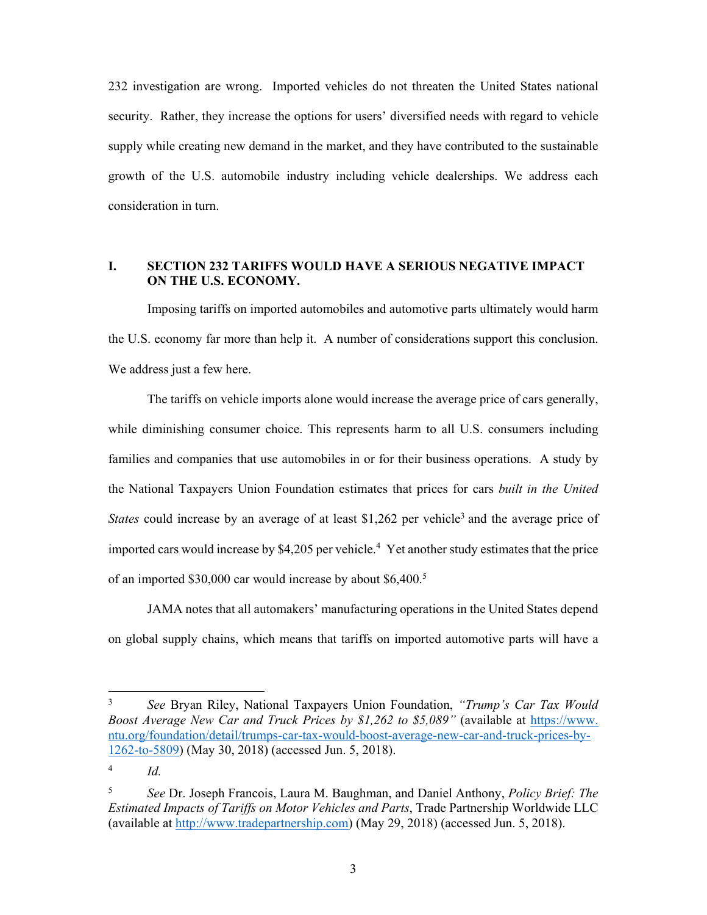232 investigation are wrong. Imported vehicles do not threaten the United States national security. Rather, they increase the options for users' diversified needs with regard to vehicle supply while creating new demand in the market, and they have contributed to the sustainable growth of the U.S. automobile industry including vehicle dealerships. We address each consideration in turn.

## I. SECTION 232 TARIFFS WOULD HAVE A SERIOUS NEGATIVE IMPACT ON THE U.S. ECONOMY.

Imposing tariffs on imported automobiles and automotive parts ultimately would harm the U.S. economy far more than help it. A number of considerations support this conclusion. We address just a few here.

The tariffs on vehicle imports alone would increase the average price of cars generally, while diminishing consumer choice. This represents harm to all U.S. consumers including families and companies that use automobiles in or for their business operations. A study by the National Taxpayers Union Foundation estimates that prices for cars *built in the United States* could increase by an average of at least $1,262 per vehicle[3] and the average price of imported cars would increase by $4,205 per vehicle.[4] Yet another study estimates that the price of an imported $30,000 car would increase by about $6,400.[5]

JAMA notes that all automakers' manufacturing operations in the United States depend on global supply chains, which means that tariffs on imported automotive parts will have a

---

[3] *See* Bryan Riley, National Taxpayers Union Foundation, *"Trump's Car Tax Would Boost Average New Car and Truck Prices by $1,262 to $5,089"* (available at https://www.ntu.org/foundation/detail/trumps-car-tax-would-boost-average-new-car-and-truck-prices-by-1262-to-5809) (May 30, 2018) (accessed Jun. 5, 2018).

[4] *Id.*

[5] *See* Dr. Joseph Francois, Laura M. Baughman, and Daniel Anthony, *Policy Brief: The Estimated Impacts of Tariffs on Motor Vehicles and Parts*, Trade Partnership Worldwide LLC (available at http://www.tradepartnership.com) (May 29, 2018) (accessed Jun. 5, 2018).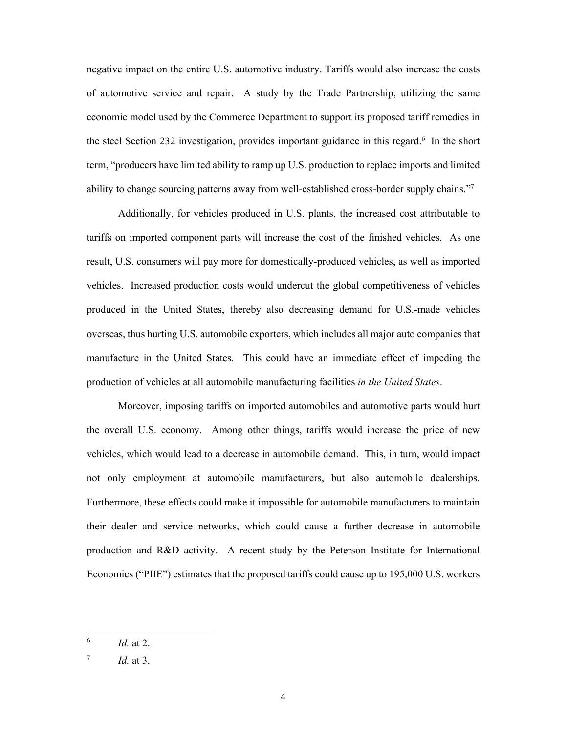negative impact on the entire U.S. automotive industry. Tariffs would also increase the costs of automotive service and repair. A study by the Trade Partnership, utilizing the same economic model used by the Commerce Department to support its proposed tariff remedies in the steel Section 232 investigation, provides important guidance in this regard.[6] In the short term, "producers have limited ability to ramp up U.S. production to replace imports and limited ability to change sourcing patterns away from well-established cross-border supply chains."[7]

Additionally, for vehicles produced in U.S. plants, the increased cost attributable to tariffs on imported component parts will increase the cost of the finished vehicles. As one result, U.S. consumers will pay more for domestically-produced vehicles, as well as imported vehicles. Increased production costs would undercut the global competitiveness of vehicles produced in the United States, thereby also decreasing demand for U.S.-made vehicles overseas, thus hurting U.S. automobile exporters, which includes all major auto companies that manufacture in the United States. This could have an immediate effect of impeding the production of vehicles at all automobile manufacturing facilities *in the United States*.

Moreover, imposing tariffs on imported automobiles and automotive parts would hurt the overall U.S. economy. Among other things, tariffs would increase the price of new vehicles, which would lead to a decrease in automobile demand. This, in turn, would impact not only employment at automobile manufacturers, but also automobile dealerships. Furthermore, these effects could make it impossible for automobile manufacturers to maintain their dealer and service networks, which could cause a further decrease in automobile production and R&D activity. A recent study by the Peterson Institute for International Economics ("PIIE") estimates that the proposed tariffs could cause up to 195,000 U.S. workers

---

[6] *Id.* at 2.

[7] *Id.* at 3.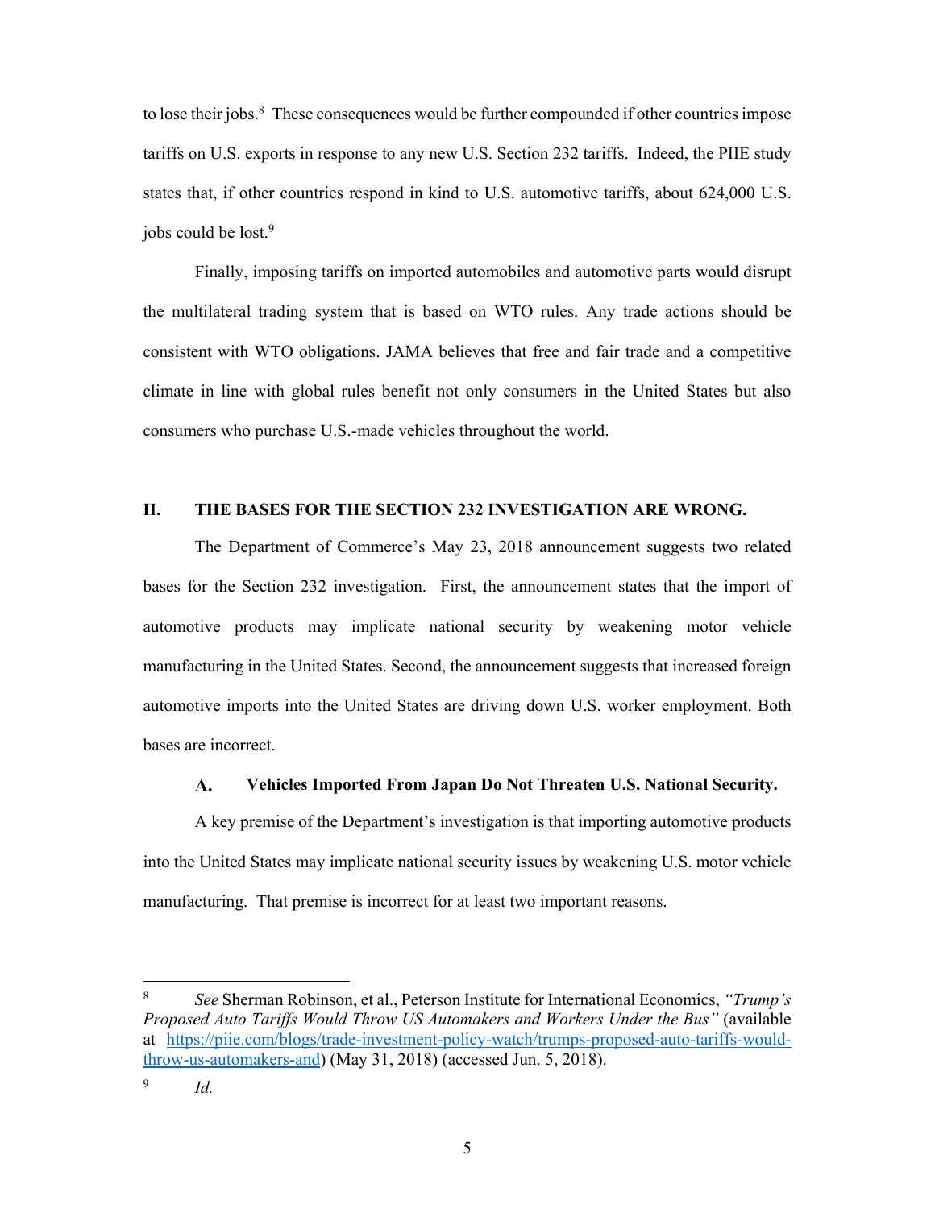to lose their jobs.[8] These consequences would be further compounded if other countries impose tariffs on U.S. exports in response to any new U.S. Section 232 tariffs. Indeed, the PIIE study states that, if other countries respond in kind to U.S. automotive tariffs, about 624,000 U.S. jobs could be lost.[9]

Finally, imposing tariffs on imported automobiles and automotive parts would disrupt the multilateral trading system that is based on WTO rules. Any trade actions should be consistent with WTO obligations. JAMA believes that free and fair trade and a competitive climate in line with global rules benefit not only consumers in the United States but also consumers who purchase U.S.-made vehicles throughout the world.

## II. THE BASES FOR THE SECTION 232 INVESTIGATION ARE WRONG.

The Department of Commerce's May 23, 2018 announcement suggests two related bases for the Section 232 investigation. First, the announcement states that the import of automotive products may implicate national security by weakening motor vehicle manufacturing in the United States. Second, the announcement suggests that increased foreign automotive imports into the United States are driving down U.S. worker employment. Both bases are incorrect.

### A. Vehicles Imported From Japan Do Not Threaten U.S. National Security.

A key premise of the Department's investigation is that importing automotive products into the United States may implicate national security issues by weakening U.S. motor vehicle manufacturing. That premise is incorrect for at least two important reasons.

---

[8] *See* Sherman Robinson, et al., Peterson Institute for International Economics, *"Trump's Proposed Auto Tariffs Would Throw US Automakers and Workers Under the Bus"* (available at [https://piie.com/blogs/trade-investment-policy-watch/trumps-proposed-auto-tariffs-would-throw-us-automakers-and](https://piie.com/blogs/trade-investment-policy-watch/trumps-proposed-auto-tariffs-would-throw-us-automakers-and)) (May 31, 2018) (accessed Jun. 5, 2018).

[9] *Id.*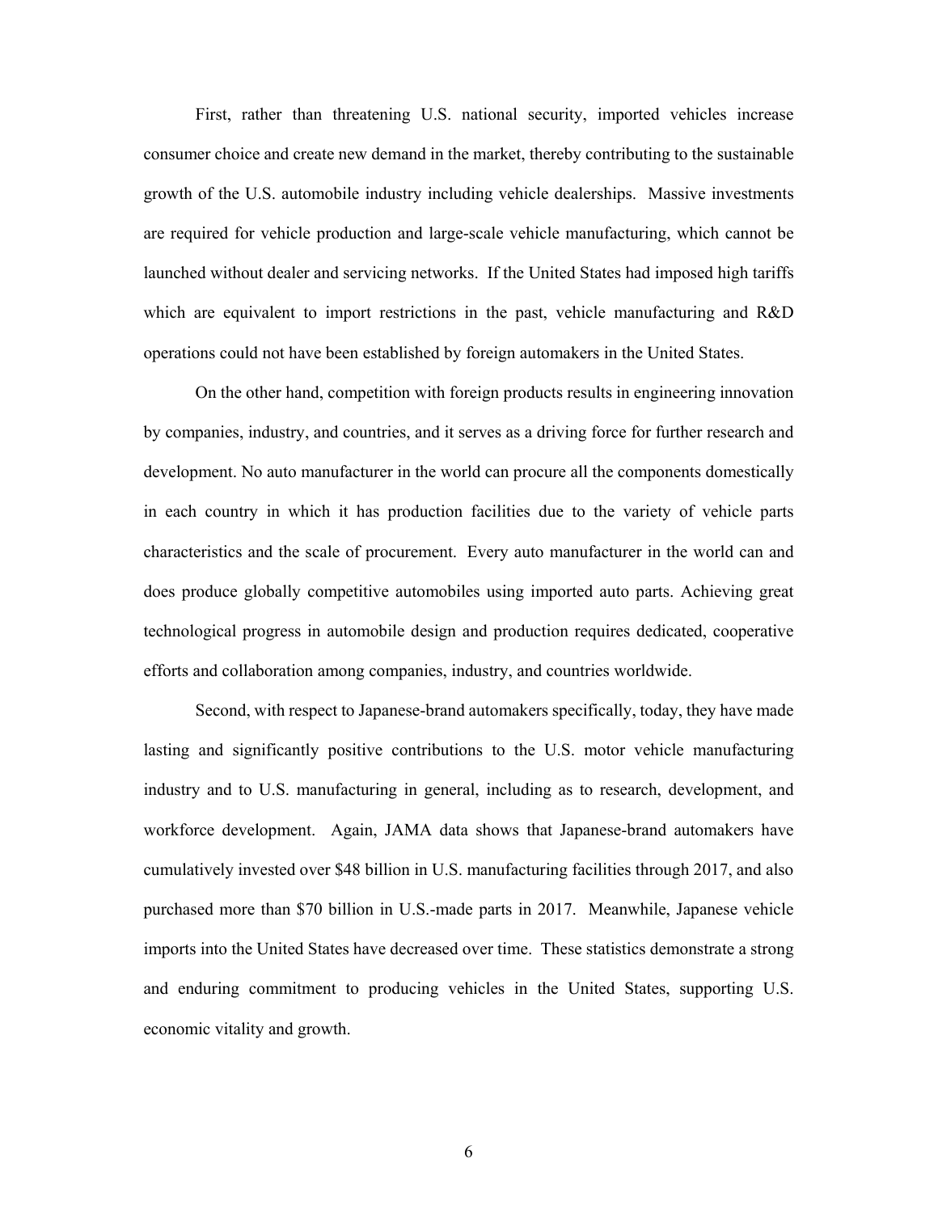First, rather than threatening U.S. national security, imported vehicles increase consumer choice and create new demand in the market, thereby contributing to the sustainable growth of the U.S. automobile industry including vehicle dealerships. Massive investments are required for vehicle production and large-scale vehicle manufacturing, which cannot be launched without dealer and servicing networks. If the United States had imposed high tariffs which are equivalent to import restrictions in the past, vehicle manufacturing and R&D operations could not have been established by foreign automakers in the United States.

On the other hand, competition with foreign products results in engineering innovation by companies, industry, and countries, and it serves as a driving force for further research and development. No auto manufacturer in the world can procure all the components domestically in each country in which it has production facilities due to the variety of vehicle parts characteristics and the scale of procurement. Every auto manufacturer in the world can and does produce globally competitive automobiles using imported auto parts. Achieving great technological progress in automobile design and production requires dedicated, cooperative efforts and collaboration among companies, industry, and countries worldwide.

Second, with respect to Japanese-brand automakers specifically, today, they have made lasting and significantly positive contributions to the U.S. motor vehicle manufacturing industry and to U.S. manufacturing in general, including as to research, development, and workforce development. Again, JAMA data shows that Japanese-brand automakers have cumulatively invested over $48 billion in U.S. manufacturing facilities through 2017, and also purchased more than $70 billion in U.S.-made parts in 2017. Meanwhile, Japanese vehicle imports into the United States have decreased over time. These statistics demonstrate a strong and enduring commitment to producing vehicles in the United States, supporting U.S. economic vitality and growth.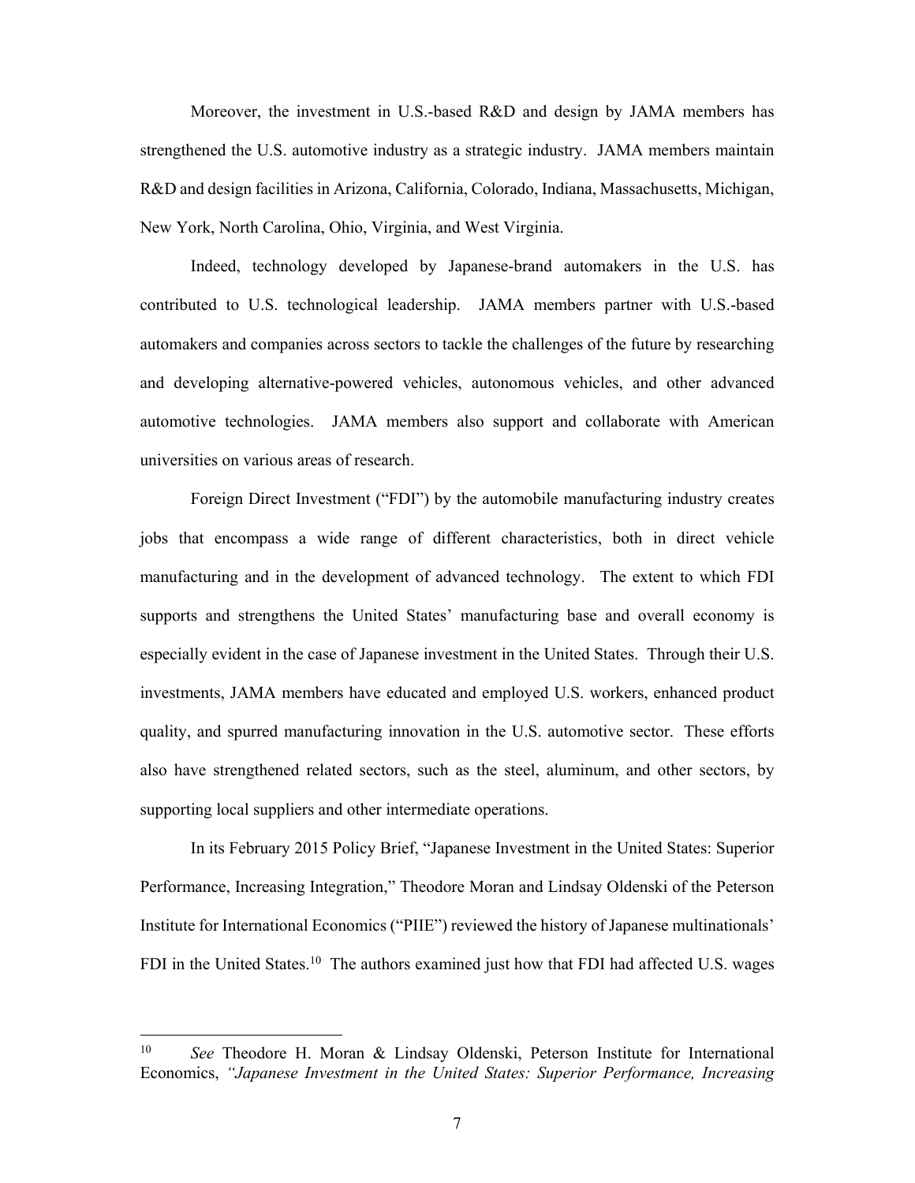Moreover, the investment in U.S.-based R&D and design by JAMA members has strengthened the U.S. automotive industry as a strategic industry. JAMA members maintain R&D and design facilities in Arizona, California, Colorado, Indiana, Massachusetts, Michigan, New York, North Carolina, Ohio, Virginia, and West Virginia.

Indeed, technology developed by Japanese-brand automakers in the U.S. has contributed to U.S. technological leadership. JAMA members partner with U.S.-based automakers and companies across sectors to tackle the challenges of the future by researching and developing alternative-powered vehicles, autonomous vehicles, and other advanced automotive technologies. JAMA members also support and collaborate with American universities on various areas of research.

Foreign Direct Investment ("FDI") by the automobile manufacturing industry creates jobs that encompass a wide range of different characteristics, both in direct vehicle manufacturing and in the development of advanced technology. The extent to which FDI supports and strengthens the United States' manufacturing base and overall economy is especially evident in the case of Japanese investment in the United States. Through their U.S. investments, JAMA members have educated and employed U.S. workers, enhanced product quality, and spurred manufacturing innovation in the U.S. automotive sector. These efforts also have strengthened related sectors, such as the steel, aluminum, and other sectors, by supporting local suppliers and other intermediate operations.

In its February 2015 Policy Brief, "Japanese Investment in the United States: Superior Performance, Increasing Integration," Theodore Moran and Lindsay Oldenski of the Peterson Institute for International Economics ("PIIE") reviewed the history of Japanese multinationals' FDI in the United States.[10] The authors examined just how that FDI had affected U.S. wages

---

[10] *See* Theodore H. Moran & Lindsay Oldenski, Peterson Institute for International Economics, *"Japanese Investment in the United States: Superior Performance, Increasing*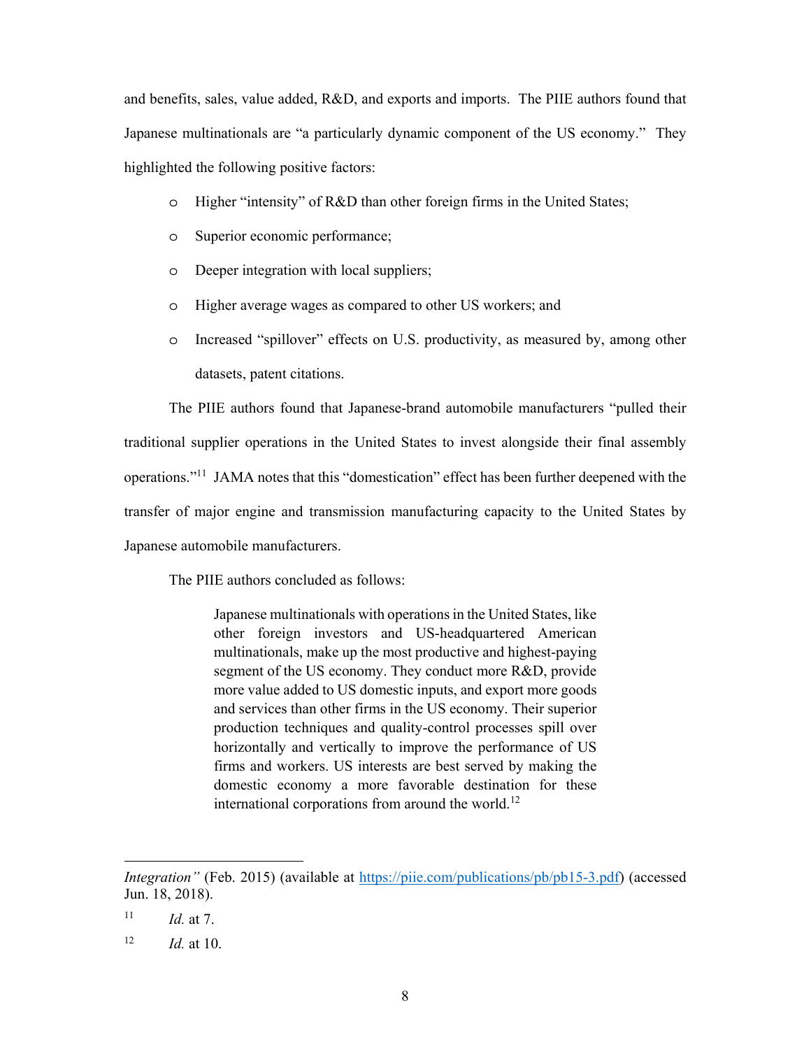and benefits, sales, value added, R&D, and exports and imports. The PIIE authors found that Japanese multinationals are "a particularly dynamic component of the US economy." They highlighted the following positive factors:

- Higher "intensity" of R&D than other foreign firms in the United States;
- Superior economic performance;
- Deeper integration with local suppliers;
- Higher average wages as compared to other US workers; and
- Increased "spillover" effects on U.S. productivity, as measured by, among other datasets, patent citations.

The PIIE authors found that Japanese-brand automobile manufacturers "pulled their traditional supplier operations in the United States to invest alongside their final assembly operations."[11] JAMA notes that this "domestication" effect has been further deepened with the transfer of major engine and transmission manufacturing capacity to the United States by Japanese automobile manufacturers.

The PIIE authors concluded as follows:

> Japanese multinationals with operations in the United States, like other foreign investors and US-headquartered American multinationals, make up the most productive and highest-paying segment of the US economy. They conduct more R&D, provide more value added to US domestic inputs, and export more goods and services than other firms in the US economy. Their superior production techniques and quality-control processes spill over horizontally and vertically to improve the performance of US firms and workers. US interests are best served by making the domestic economy a more favorable destination for these international corporations from around the world.[12]

---

*Integration"* (Feb. 2015) (available at https://piie.com/publications/pb/pb15-3.pdf) (accessed Jun. 18, 2018).

[11] *Id.* at 7.

[12] *Id.* at 10.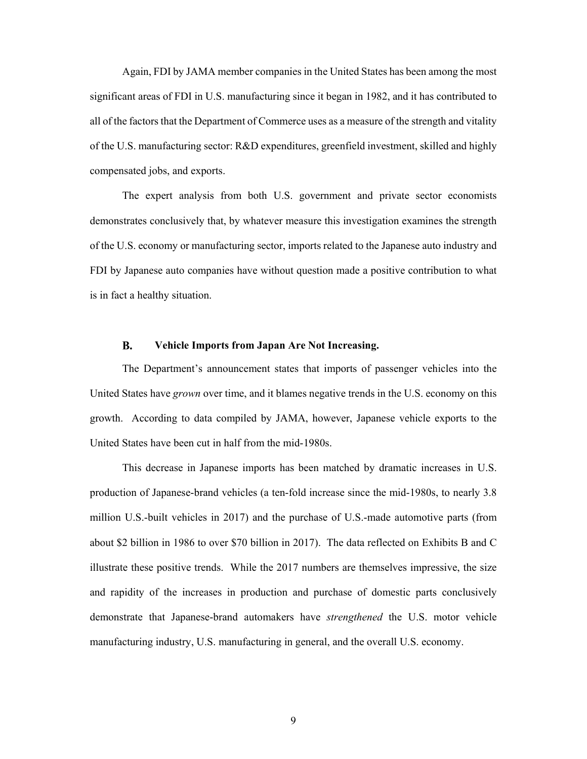Again, FDI by JAMA member companies in the United States has been among the most significant areas of FDI in U.S. manufacturing since it began in 1982, and it has contributed to all of the factors that the Department of Commerce uses as a measure of the strength and vitality of the U.S. manufacturing sector: R&D expenditures, greenfield investment, skilled and highly compensated jobs, and exports.

The expert analysis from both U.S. government and private sector economists demonstrates conclusively that, by whatever measure this investigation examines the strength of the U.S. economy or manufacturing sector, imports related to the Japanese auto industry and FDI by Japanese auto companies have without question made a positive contribution to what is in fact a healthy situation.

### B. Vehicle Imports from Japan Are Not Increasing.

The Department's announcement states that imports of passenger vehicles into the United States have *grown* over time, and it blames negative trends in the U.S. economy on this growth. According to data compiled by JAMA, however, Japanese vehicle exports to the United States have been cut in half from the mid-1980s.

This decrease in Japanese imports has been matched by dramatic increases in U.S. production of Japanese-brand vehicles (a ten-fold increase since the mid-1980s, to nearly 3.8 million U.S.-built vehicles in 2017) and the purchase of U.S.-made automotive parts (from about $2 billion in 1986 to over $70 billion in 2017). The data reflected on Exhibits B and C illustrate these positive trends. While the 2017 numbers are themselves impressive, the size and rapidity of the increases in production and purchase of domestic parts conclusively demonstrate that Japanese-brand automakers have *strengthened* the U.S. motor vehicle manufacturing industry, U.S. manufacturing in general, and the overall U.S. economy.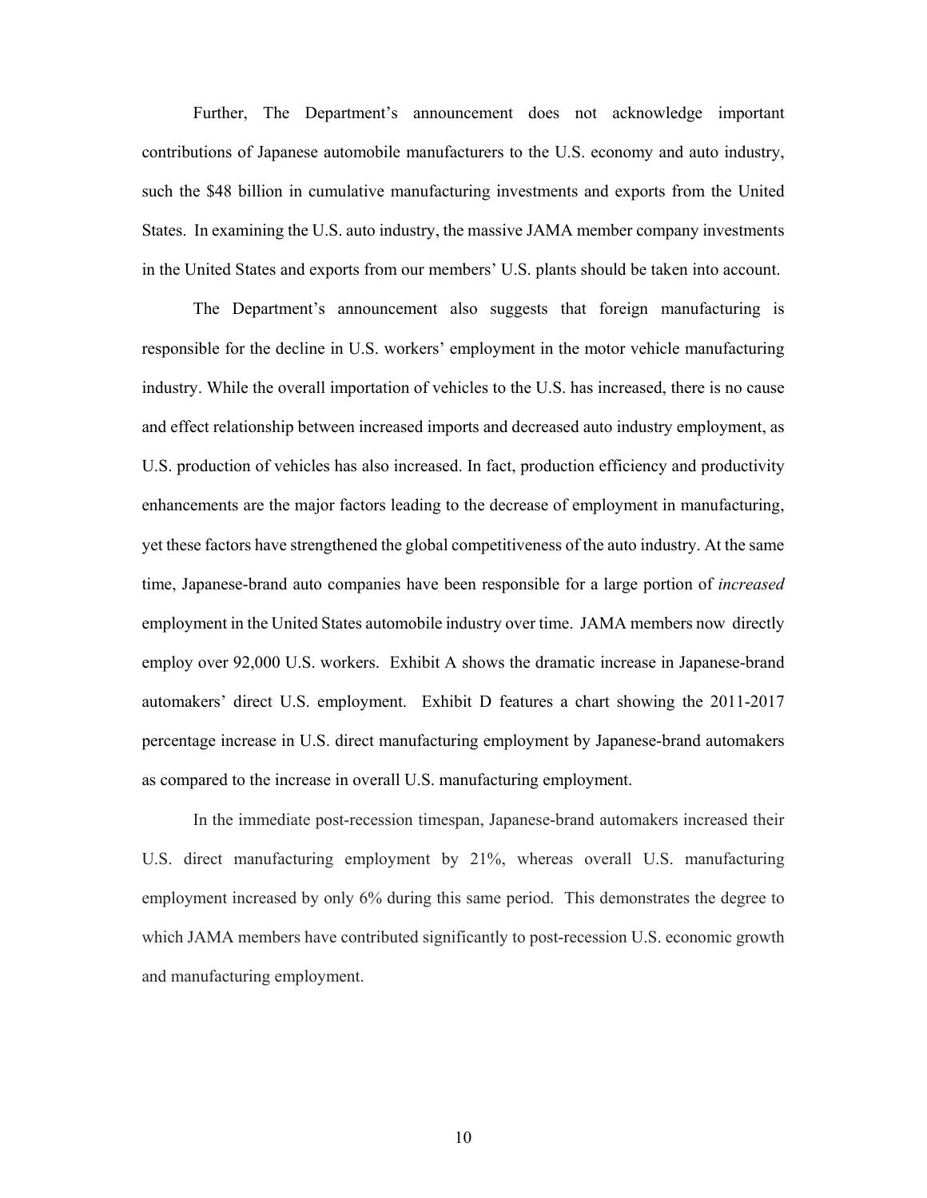Further, The Department's announcement does not acknowledge important contributions of Japanese automobile manufacturers to the U.S. economy and auto industry, such the $48 billion in cumulative manufacturing investments and exports from the United States. In examining the U.S. auto industry, the massive JAMA member company investments in the United States and exports from our members' U.S. plants should be taken into account.

The Department's announcement also suggests that foreign manufacturing is responsible for the decline in U.S. workers' employment in the motor vehicle manufacturing industry. While the overall importation of vehicles to the U.S. has increased, there is no cause and effect relationship between increased imports and decreased auto industry employment, as U.S. production of vehicles has also increased. In fact, production efficiency and productivity enhancements are the major factors leading to the decrease of employment in manufacturing, yet these factors have strengthened the global competitiveness of the auto industry. At the same time, Japanese-brand auto companies have been responsible for a large portion of *increased* employment in the United States automobile industry over time. JAMA members now directly employ over 92,000 U.S. workers. Exhibit A shows the dramatic increase in Japanese-brand automakers' direct U.S. employment. Exhibit D features a chart showing the 2011-2017 percentage increase in U.S. direct manufacturing employment by Japanese-brand automakers as compared to the increase in overall U.S. manufacturing employment.

In the immediate post-recession timespan, Japanese-brand automakers increased their U.S. direct manufacturing employment by 21%, whereas overall U.S. manufacturing employment increased by only 6% during this same period. This demonstrates the degree to which JAMA members have contributed significantly to post-recession U.S. economic growth and manufacturing employment.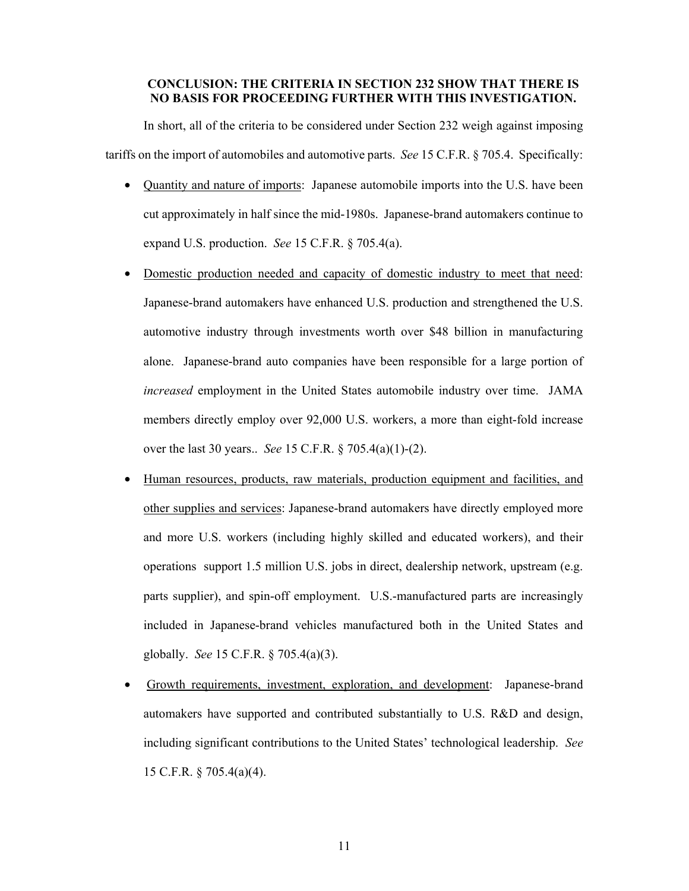## CONCLUSION: THE CRITERIA IN SECTION 232 SHOW THAT THERE IS NO BASIS FOR PROCEEDING FURTHER WITH THIS INVESTIGATION.

In short, all of the criteria to be considered under Section 232 weigh against imposing tariffs on the import of automobiles and automotive parts. *See* 15 C.F.R. § 705.4. Specifically:

- <u>Quantity and nature of imports</u>: Japanese automobile imports into the U.S. have been cut approximately in half since the mid-1980s. Japanese-brand automakers continue to expand U.S. production. *See* 15 C.F.R. § 705.4(a).
- <u>Domestic production needed and capacity of domestic industry to meet that need</u>: Japanese-brand automakers have enhanced U.S. production and strengthened the U.S. automotive industry through investments worth over $48 billion in manufacturing alone. Japanese-brand auto companies have been responsible for a large portion of *increased* employment in the United States automobile industry over time. JAMA members directly employ over 92,000 U.S. workers, a more than eight-fold increase over the last 30 years.. *See* 15 C.F.R. § 705.4(a)(1)-(2).
- <u>Human resources, products, raw materials, production equipment and facilities, and other supplies and services</u>: Japanese-brand automakers have directly employed more and more U.S. workers (including highly skilled and educated workers), and their operations support 1.5 million U.S. jobs in direct, dealership network, upstream (e.g. parts supplier), and spin-off employment. U.S.-manufactured parts are increasingly included in Japanese-brand vehicles manufactured both in the United States and globally. *See* 15 C.F.R. § 705.4(a)(3).
- <u>Growth requirements, investment, exploration, and development</u>: Japanese-brand automakers have supported and contributed substantially to U.S. R&D and design, including significant contributions to the United States' technological leadership. *See* 15 C.F.R. § 705.4(a)(4).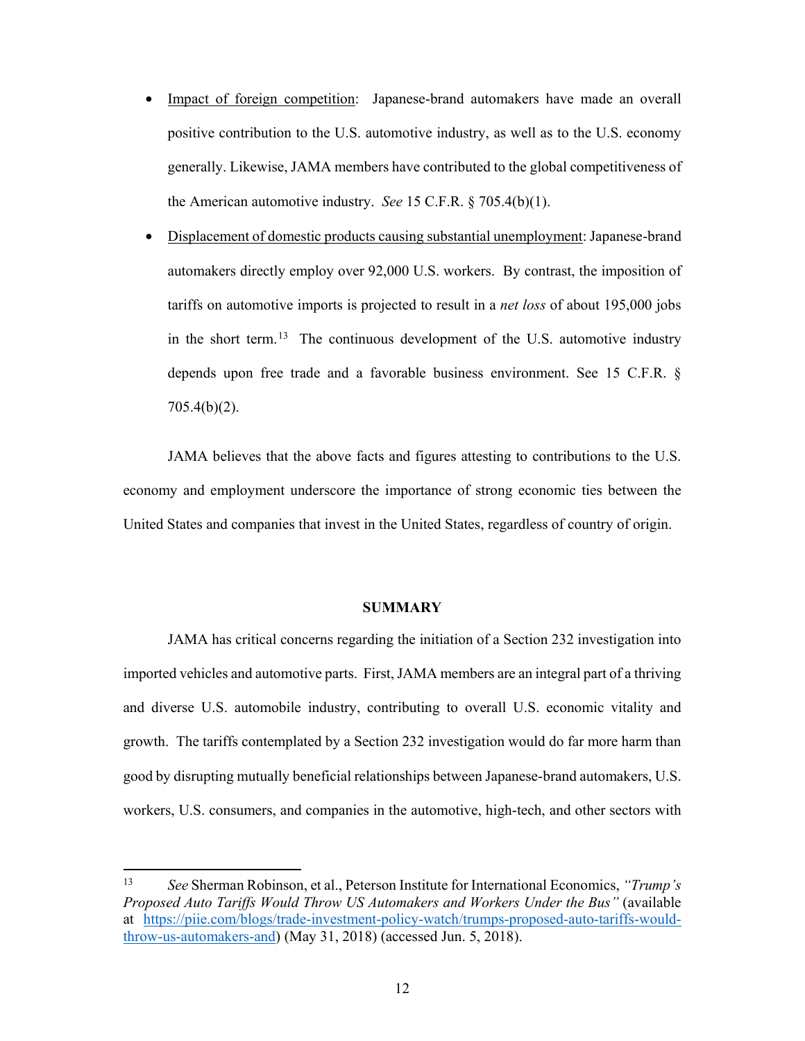- Impact of foreign competition: Japanese-brand automakers have made an overall positive contribution to the U.S. automotive industry, as well as to the U.S. economy generally. Likewise, JAMA members have contributed to the global competitiveness of the American automotive industry. *See* 15 C.F.R. § 705.4(b)(1).
- Displacement of domestic products causing substantial unemployment: Japanese-brand automakers directly employ over 92,000 U.S. workers. By contrast, the imposition of tariffs on automotive imports is projected to result in a *net loss* of about 195,000 jobs in the short term.[13] The continuous development of the U.S. automotive industry depends upon free trade and a favorable business environment. See 15 C.F.R. § 705.4(b)(2).

JAMA believes that the above facts and figures attesting to contributions to the U.S. economy and employment underscore the importance of strong economic ties between the United States and companies that invest in the United States, regardless of country of origin.

## SUMMARY

JAMA has critical concerns regarding the initiation of a Section 232 investigation into imported vehicles and automotive parts. First, JAMA members are an integral part of a thriving and diverse U.S. automobile industry, contributing to overall U.S. economic vitality and growth. The tariffs contemplated by a Section 232 investigation would do far more harm than good by disrupting mutually beneficial relationships between Japanese-brand automakers, U.S. workers, U.S. consumers, and companies in the automotive, high-tech, and other sectors with

---

[13] *See* Sherman Robinson, et al., Peterson Institute for International Economics, *"Trump's Proposed Auto Tariffs Would Throw US Automakers and Workers Under the Bus"* (available at https://piie.com/blogs/trade-investment-policy-watch/trumps-proposed-auto-tariffs-would-throw-us-automakers-and) (May 31, 2018) (accessed Jun. 5, 2018).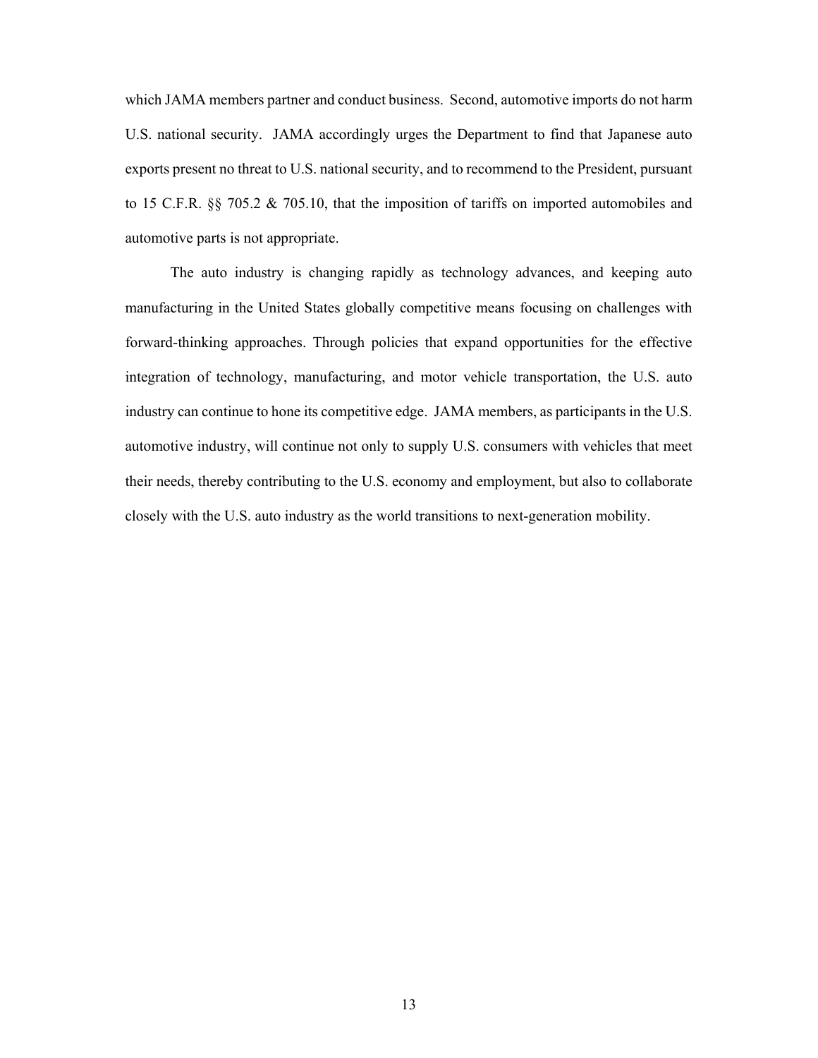which JAMA members partner and conduct business. Second, automotive imports do not harm U.S. national security. JAMA accordingly urges the Department to find that Japanese auto exports present no threat to U.S. national security, and to recommend to the President, pursuant to 15 C.F.R. §§ 705.2 & 705.10, that the imposition of tariffs on imported automobiles and automotive parts is not appropriate.

The auto industry is changing rapidly as technology advances, and keeping auto manufacturing in the United States globally competitive means focusing on challenges with forward-thinking approaches. Through policies that expand opportunities for the effective integration of technology, manufacturing, and motor vehicle transportation, the U.S. auto industry can continue to hone its competitive edge. JAMA members, as participants in the U.S. automotive industry, will continue not only to supply U.S. consumers with vehicles that meet their needs, thereby contributing to the U.S. economy and employment, but also to collaborate closely with the U.S. auto industry as the world transitions to next-generation mobility.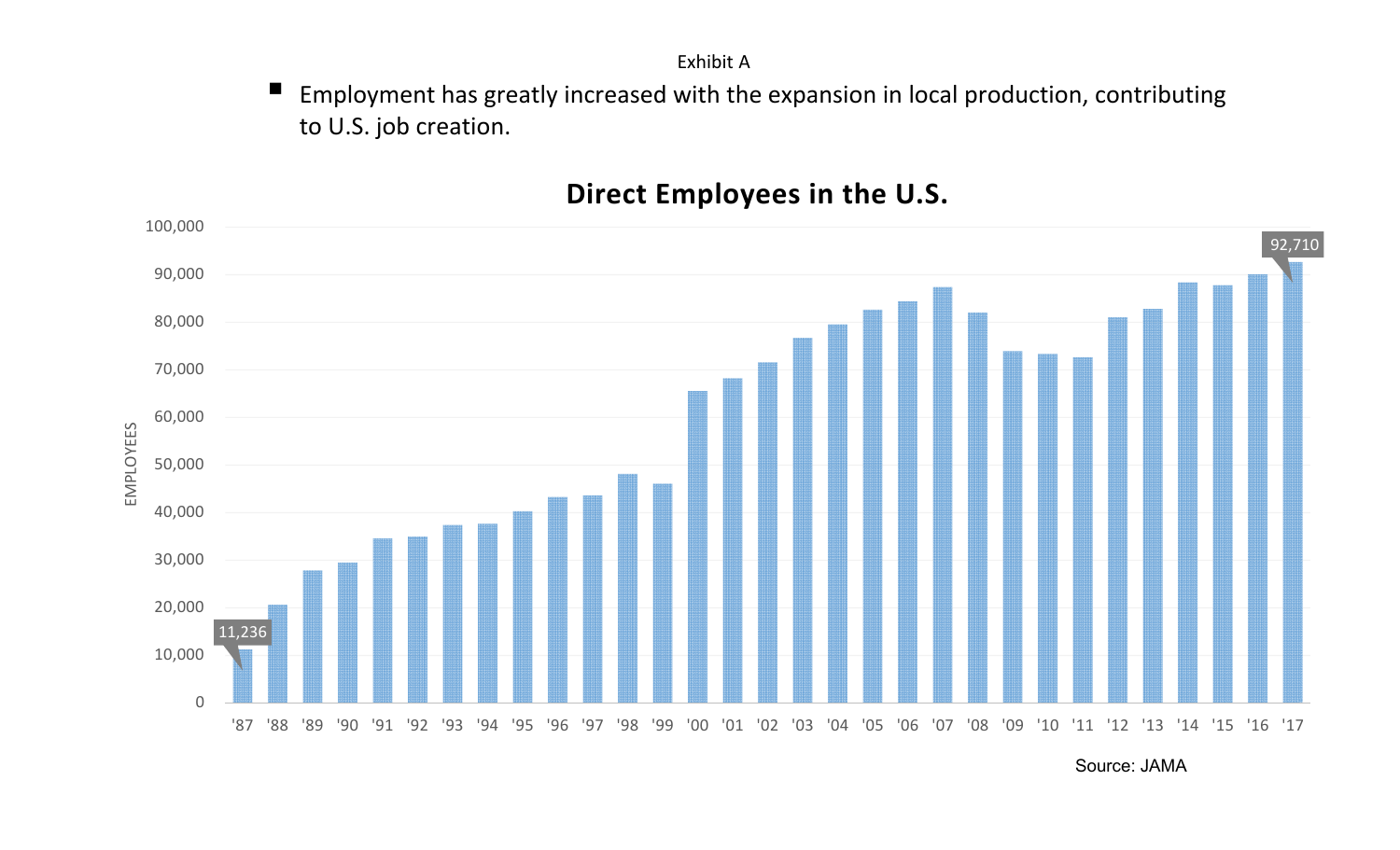Exhibit A

- Employment has greatly increased with the expansion in local production, contributing to U.S. job creation.

**Direct Employees in the U.S.**

EMPLOYEES

100,000
90,000
80,000
70,000
60,000
50,000
40,000
30,000
20,000
10,000
0

11,236

92,710

'87 '88 '89 '90 '91 '92 '93 '94 '95 '96 '97 '98 '99 '00 '01 '02 '03 '04 '05 '06 '07 '08 '09 '10 '11 '12 '13 '14 '15 '16 '17

Source: JAMA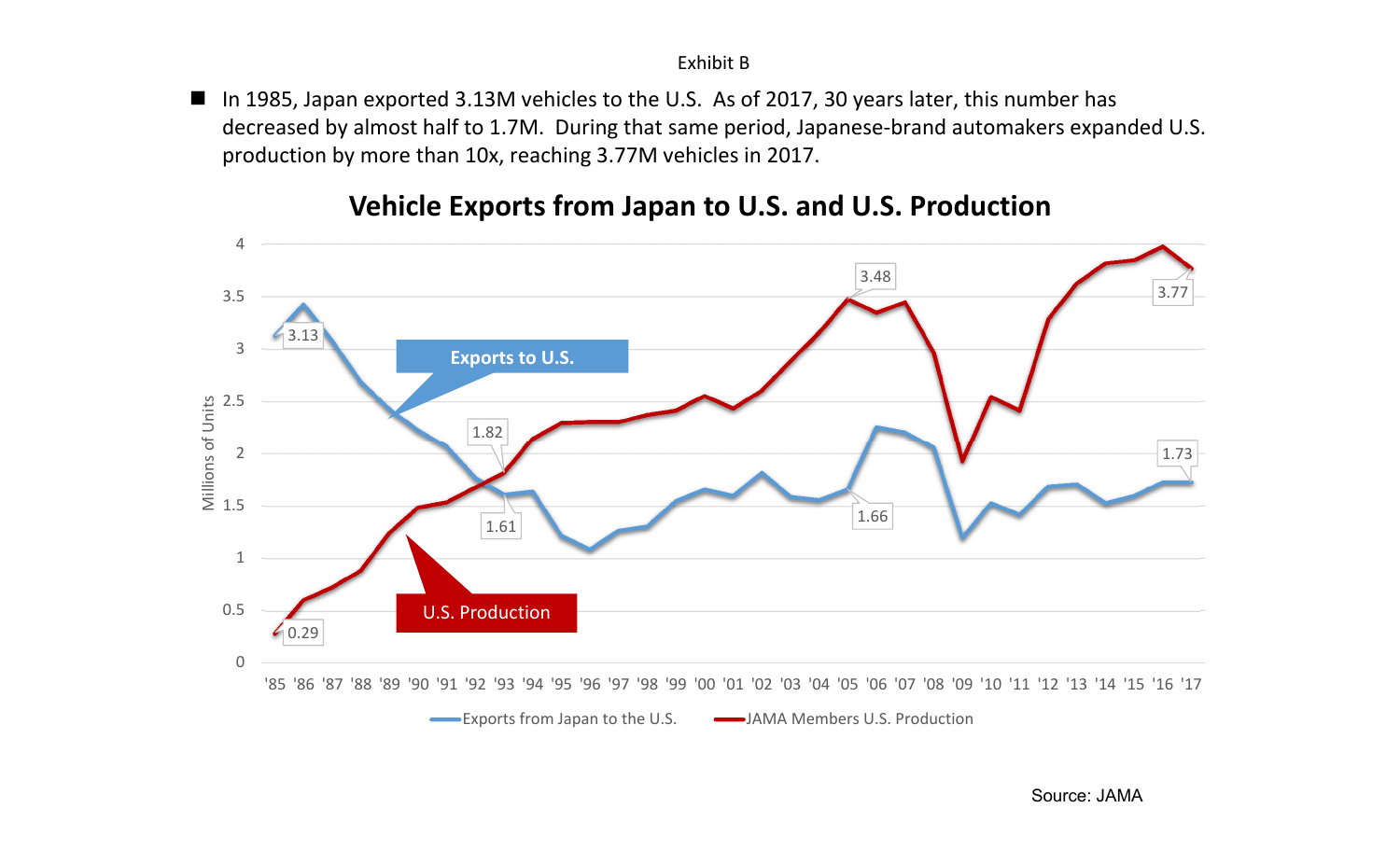Exhibit B

- In 1985, Japan exported 3.13M vehicles to the U.S. As of 2017, 30 years later, this number has decreased by almost half to 1.7M. During that same period, Japanese-brand automakers expanded U.S. production by more than 10x, reaching 3.77M vehicles in 2017.

**Vehicle Exports from Japan to U.S. and U.S. Production**

| Series | Labeled values |
| --- | --- |
| Exports from Japan to the U.S. | '85: 3.13; '93: 1.61; '05: 1.66; '17: 1.73 |
| JAMA Members U.S. Production | '85: 0.29; '93: 1.82; '05: 3.48; '17: 3.77 |

Y-axis: Millions of Units (0 to 4). X-axis: '85 to '17.

Source: JAMA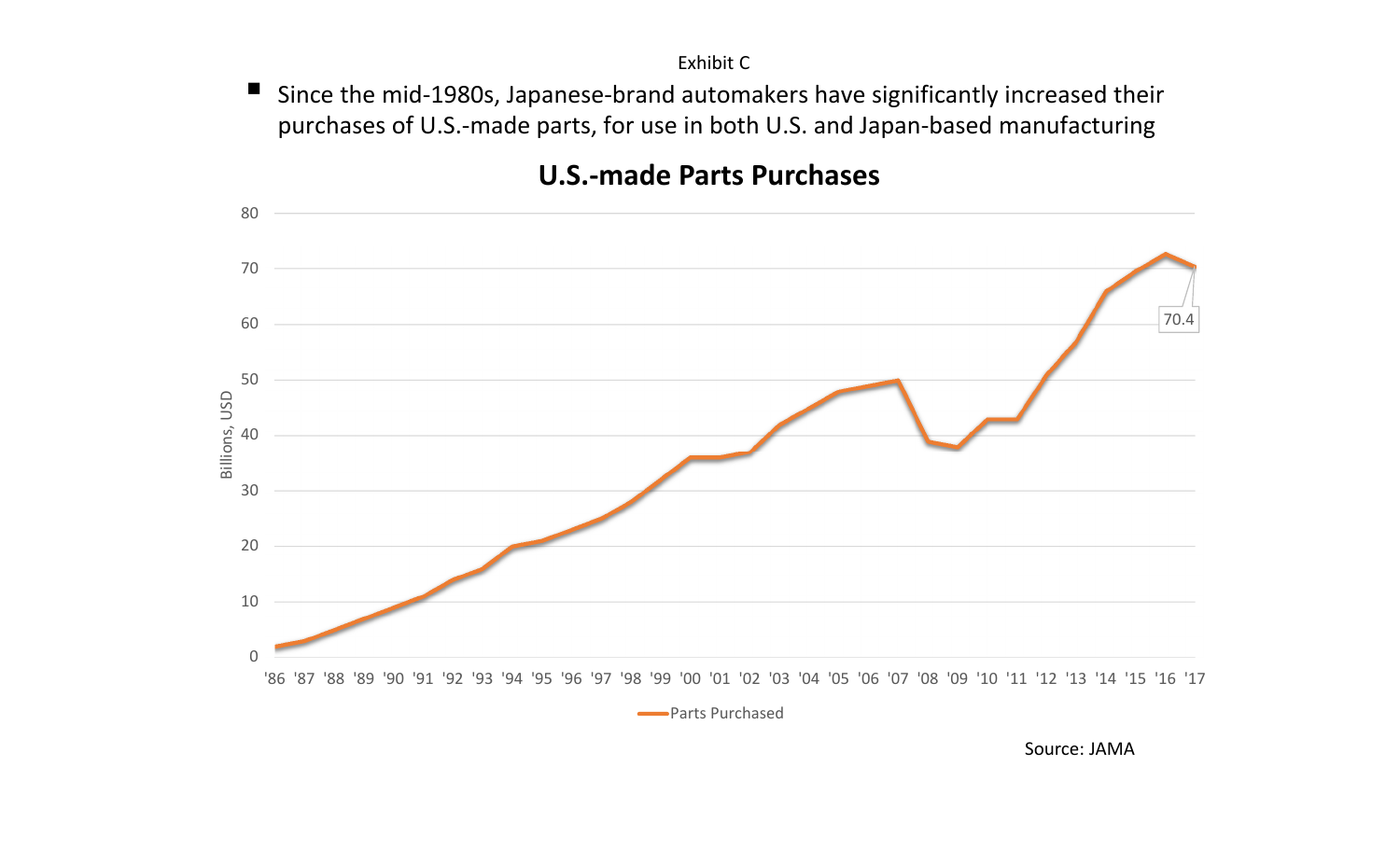Exhibit C

- Since the mid-1980s, Japanese-brand automakers have significantly increased their purchases of U.S.-made parts, for use in both U.S. and Japan-based manufacturing

**U.S.-made Parts Purchases**

Billions, USD

0, 10, 20, 30, 40, 50, 60, 70, 80

'86 '87 '88 '89 '90 '91 '92 '93 '94 '95 '96 '97 '98 '99 '00 '01 '02 '03 '04 '05 '06 '07 '08 '09 '10 '11 '12 '13 '14 '15 '16 '17

70.4

Parts Purchased

Source: JAMA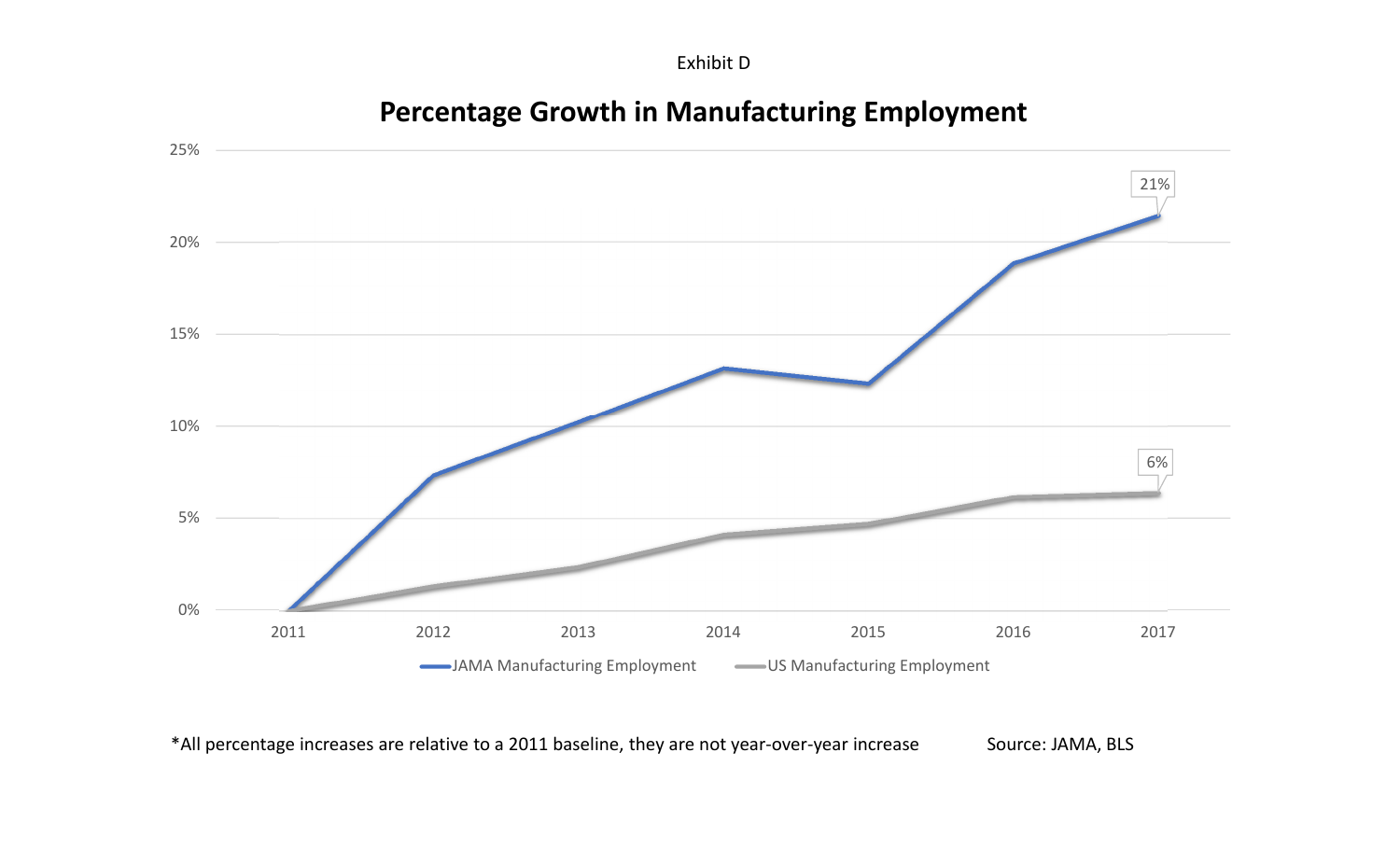Exhibit D

# Percentage Growth in Manufacturing Employment

25%
20%
15%
10%
5%
0%

2011 2012 2013 2014 2015 2016 2017

21%

6%

JAMA Manufacturing Employment
US Manufacturing Employment

*All percentage increases are relative to a 2011 baseline, they are not year-over-year increase

Source: JAMA, BLS